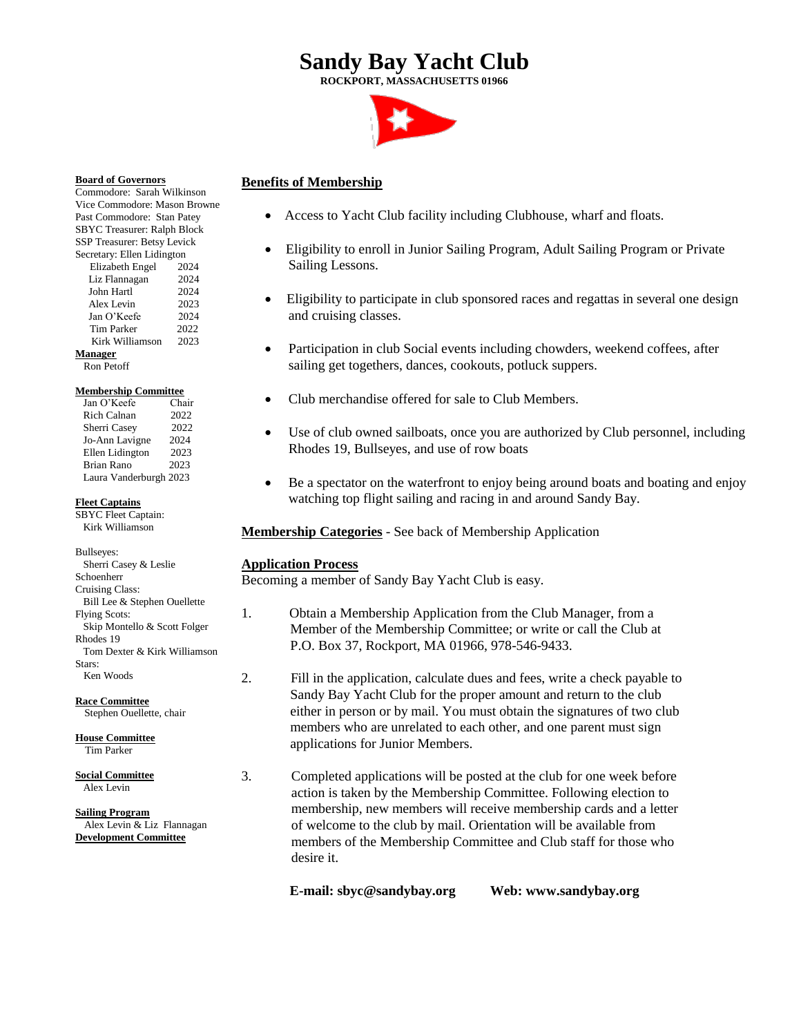# Sandy Bay Yacht Club

**ROCKPORT, MASSACHUSETTS 01966**

**Board of Governors**
Commodore: Sarah Wilkinson
Vice Commodore: Mason Browne
Past Commodore: Stan Patey
SBYC Treasurer: Ralph Block
SSP Treasurer: Betsy Levick
Secretary: Ellen Lidington

| | |
|---|---|
| Elizabeth Engel | 2024 |
| Liz Flannagan | 2024 |
| John Hartl | 2024 |
| Alex Levin | 2023 |
| Jan O'Keefe | 2024 |
| Tim Parker | 2022 |
| Kirk Williamson | 2023 |

**Manager**
Ron Petoff

**Membership Committee**

| | |
|---|---|
| Jan O'Keefe | Chair |
| Rich Calnan | 2022 |
| Sherri Casey | 2022 |
| Jo-Ann Lavigne | 2024 |
| Ellen Lidington | 2023 |
| Brian Rano | 2023 |
| Laura Vanderburgh | 2023 |

**Fleet Captains**
SBYC Fleet Captain:
Kirk Williamson

Bullseyes:
Sherri Casey & Leslie Schoenherr
Cruising Class:
Bill Lee & Stephen Ouellette
Flying Scots:
Skip Montello & Scott Folger
Rhodes 19
Tom Dexter & Kirk Williamson
Stars:
Ken Woods

**Race Committee**
Stephen Ouellette, chair

**House Committee**
Tim Parker

**Social Committee**
Alex Levin

**Sailing Program**
Alex Levin & Liz Flannagan

**Development Committee**

## Benefits of Membership

- Access to Yacht Club facility including Clubhouse, wharf and floats.
- Eligibility to enroll in Junior Sailing Program, Adult Sailing Program or Private Sailing Lessons.
- Eligibility to participate in club sponsored races and regattas in several one design and cruising classes.
- Participation in club Social events including chowders, weekend coffees, after sailing get togethers, dances, cookouts, potluck suppers.
- Club merchandise offered for sale to Club Members.
- Use of club owned sailboats, once you are authorized by Club personnel, including Rhodes 19, Bullseyes, and use of row boats
- Be a spectator on the waterfront to enjoy being around boats and boating and enjoy watching top flight sailing and racing in and around Sandy Bay.

**Membership Categories** - See back of Membership Application

## Application Process

Becoming a member of Sandy Bay Yacht Club is easy.

1. Obtain a Membership Application from the Club Manager, from a Member of the Membership Committee; or write or call the Club at P.O. Box 37, Rockport, MA 01966, 978-546-9433.

2. Fill in the application, calculate dues and fees, write a check payable to Sandy Bay Yacht Club for the proper amount and return to the club either in person or by mail. You must obtain the signatures of two club members who are unrelated to each other, and one parent must sign applications for Junior Members.

3. Completed applications will be posted at the club for one week before action is taken by the Membership Committee. Following election to membership, new members will receive membership cards and a letter of welcome to the club by mail. Orientation will be available from members of the Membership Committee and Club staff for those who desire it.

**E-mail: sbyc@sandybay.org** **Web: www.sandybay.org**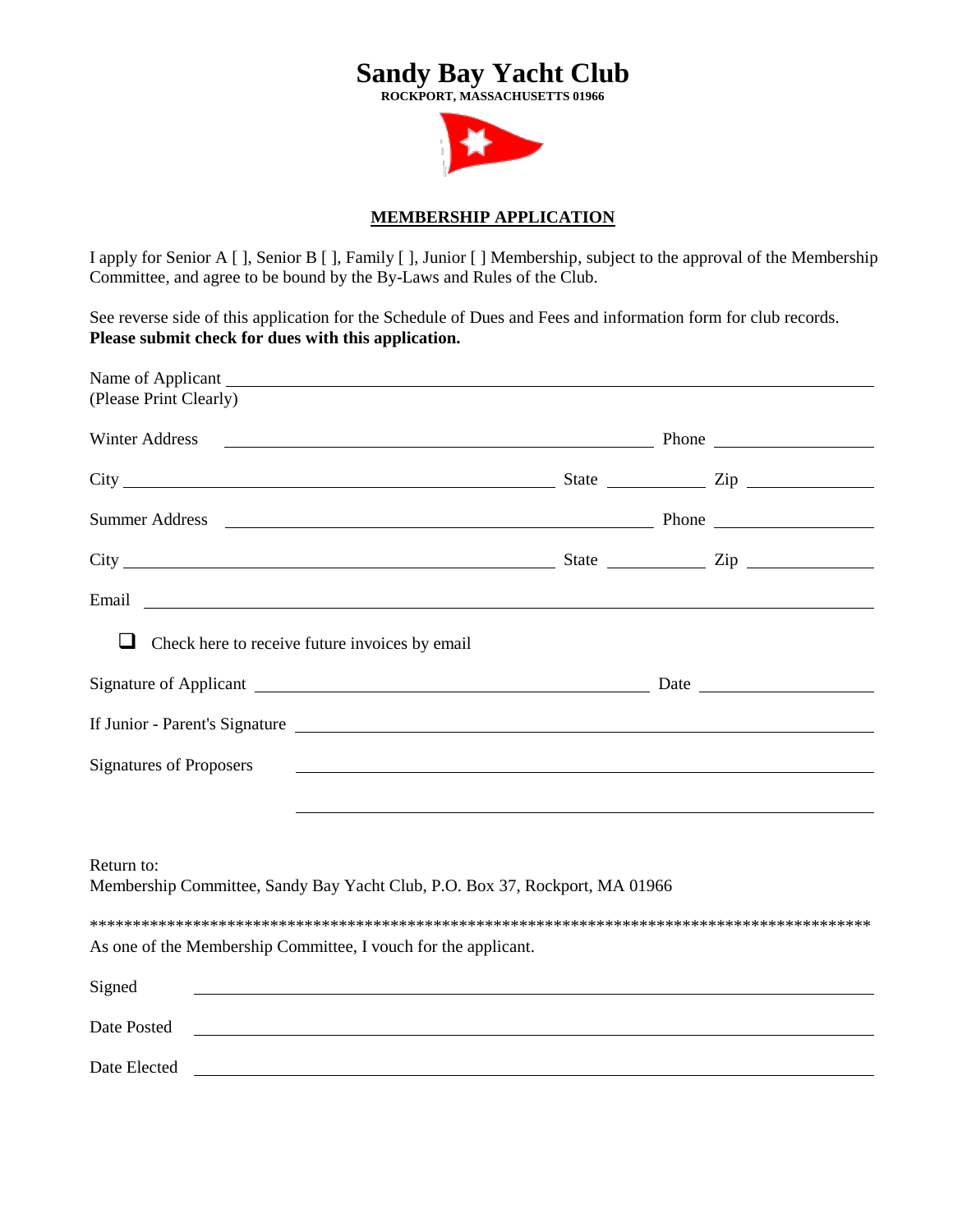# Sandy Bay Yacht Club

**ROCKPORT, MASSACHUSETTS 01966**

## MEMBERSHIP APPLICATION

I apply for Senior A [ ], Senior B [ ], Family [ ], Junior [ ] Membership, subject to the approval of the Membership Committee, and agree to be bound by the By-Laws and Rules of the Club.

See reverse side of this application for the Schedule of Dues and Fees and information form for club records. **Please submit check for dues with this application.**

Name of Applicant ______________________________
(Please Print Clearly)

Winter Address ______________________________ Phone ______________

City ______________________________ State __________ Zip __________

Summer Address ______________________________ Phone ______________

City ______________________________ State __________ Zip __________

Email ______________________________

☐ Check here to receive future invoices by email

Signature of Applicant ______________________________ Date ______________

If Junior - Parent's Signature ______________________________

Signatures of Proposers ______________________________

______________________________

Return to:
Membership Committee, Sandy Bay Yacht Club, P.O. Box 37, Rockport, MA 01966

*******************************************************************************************

As one of the Membership Committee, I vouch for the applicant.

Signed ______________________________

Date Posted ______________________________

Date Elected ______________________________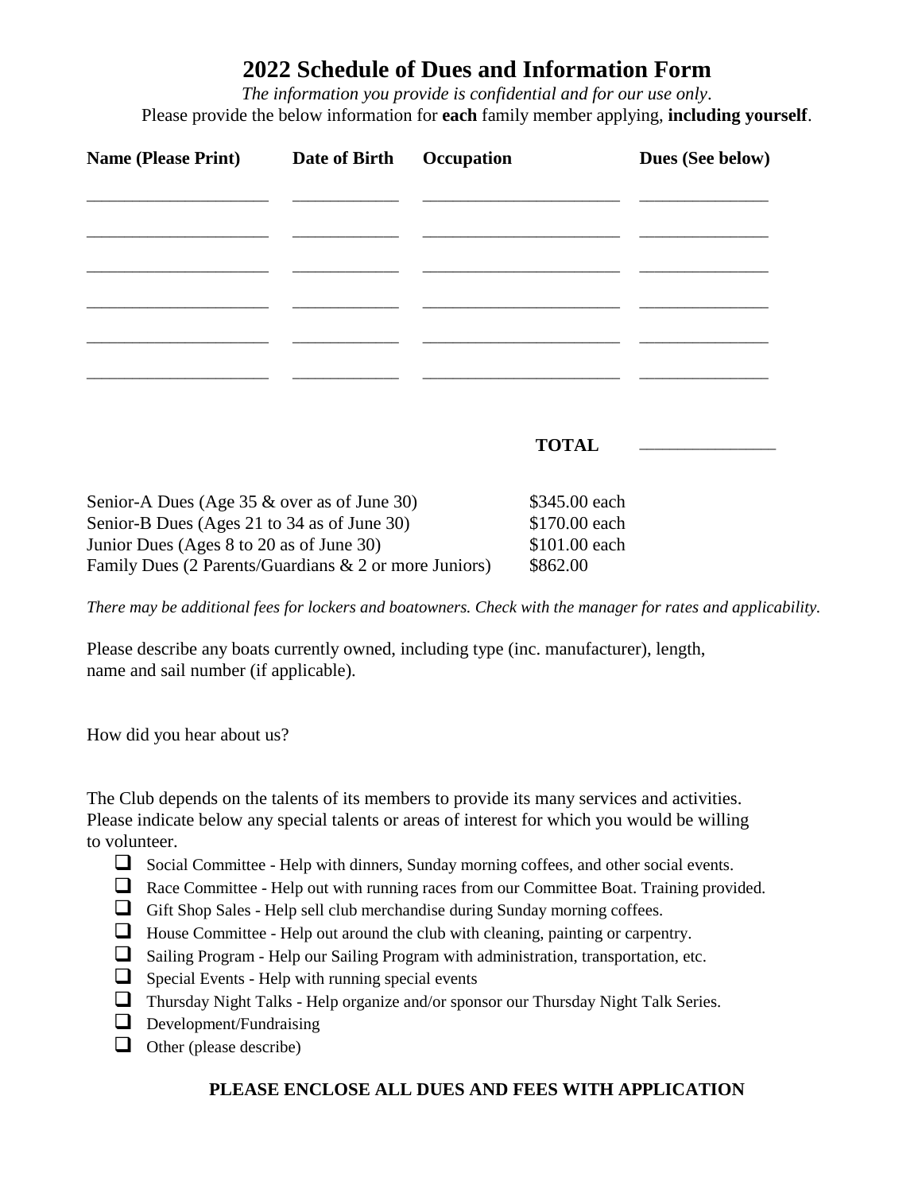# 2022 Schedule of Dues and Information Form

*The information you provide is confidential and for our use only*.

Please provide the below information for **each** family member applying, **including yourself**.

| Name (Please Print) | Date of Birth | Occupation | Dues (See below) |
|---|---|---|---|
| ____________________ | ___________ | ____________________ | _____________ |
| ____________________ | ___________ | ____________________ | _____________ |
| ____________________ | ___________ | ____________________ | _____________ |
| ____________________ | ___________ | ____________________ | _____________ |
| ____________________ | ___________ | ____________________ | _____________ |
| ____________________ | ___________ | ____________________ | _____________ |
| | | **TOTAL** | _____________ |

| | |
|---|---|
| Senior-A Dues (Age 35 & over as of June 30) | $345.00 each |
| Senior-B Dues (Ages 21 to 34 as of June 30) | $170.00 each |
| Junior Dues (Ages 8 to 20 as of June 30) | $101.00 each |
| Family Dues (2 Parents/Guardians & 2 or more Juniors) | $862.00 |

*There may be additional fees for lockers and boatowners. Check with the manager for rates and applicability.*

Please describe any boats currently owned, including type (inc. manufacturer), length, name and sail number (if applicable).

How did you hear about us?

The Club depends on the talents of its members to provide its many services and activities. Please indicate below any special talents or areas of interest for which you would be willing to volunteer.

- ☐ Social Committee - Help with dinners, Sunday morning coffees, and other social events.
- ☐ Race Committee - Help out with running races from our Committee Boat. Training provided.
- ☐ Gift Shop Sales - Help sell club merchandise during Sunday morning coffees.
- ☐ House Committee - Help out around the club with cleaning, painting or carpentry.
- ☐ Sailing Program - Help our Sailing Program with administration, transportation, etc.
- ☐ Special Events - Help with running special events
- ☐ Thursday Night Talks - Help organize and/or sponsor our Thursday Night Talk Series.
- ☐ Development/Fundraising
- ☐ Other (please describe)

**PLEASE ENCLOSE ALL DUES AND FEES WITH APPLICATION**